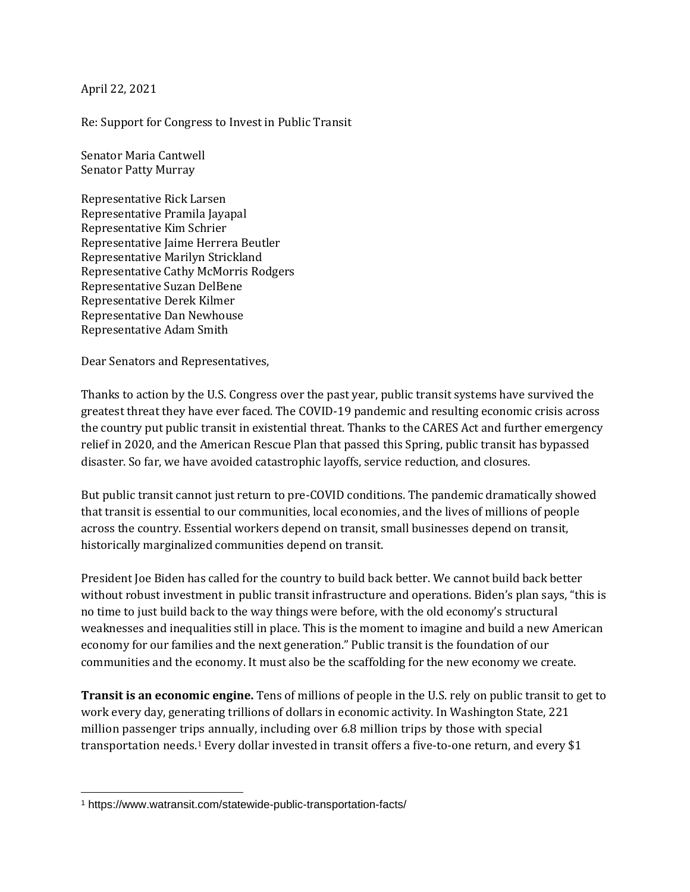April 22, 2021

Re: Support for Congress to Invest in Public Transit

Senator Maria Cantwell
Senator Patty Murray

Representative Rick Larsen
Representative Pramila Jayapal
Representative Kim Schrier
Representative Jaime Herrera Beutler
Representative Marilyn Strickland
Representative Cathy McMorris Rodgers
Representative Suzan DelBene
Representative Derek Kilmer
Representative Dan Newhouse
Representative Adam Smith

Dear Senators and Representatives,

Thanks to action by the U.S. Congress over the past year, public transit systems have survived the greatest threat they have ever faced. The COVID-19 pandemic and resulting economic crisis across the country put public transit in existential threat. Thanks to the CARES Act and further emergency relief in 2020, and the American Rescue Plan that passed this Spring, public transit has bypassed disaster. So far, we have avoided catastrophic layoffs, service reduction, and closures.

But public transit cannot just return to pre-COVID conditions. The pandemic dramatically showed that transit is essential to our communities, local economies, and the lives of millions of people across the country. Essential workers depend on transit, small businesses depend on transit, historically marginalized communities depend on transit.

President Joe Biden has called for the country to build back better. We cannot build back better without robust investment in public transit infrastructure and operations. Biden's plan says, "this is no time to just build back to the way things were before, with the old economy's structural weaknesses and inequalities still in place. This is the moment to imagine and build a new American economy for our families and the next generation." Public transit is the foundation of our communities and the economy. It must also be the scaffolding for the new economy we create.

**Transit is an economic engine.** Tens of millions of people in the U.S. rely on public transit to get to work every day, generating trillions of dollars in economic activity. In Washington State, 221 million passenger trips annually, including over 6.8 million trips by those with special transportation needs.[1] Every dollar invested in transit offers a five-to-one return, and every $1

[1] https://www.watransit.com/statewide-public-transportation-facts/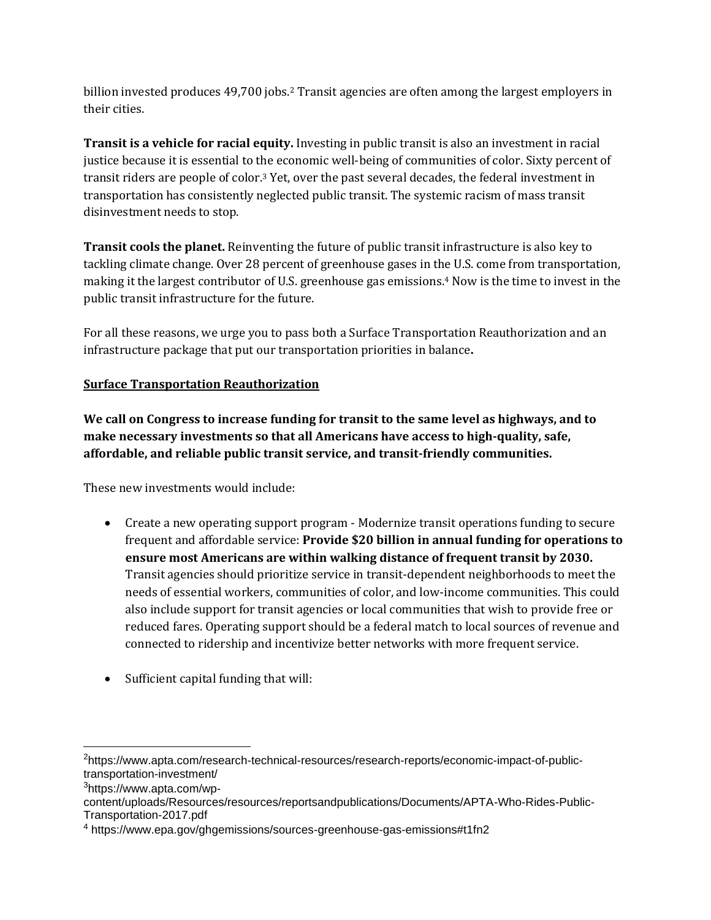billion invested produces 49,700 jobs.[2] Transit agencies are often among the largest employers in their cities.

**Transit is a vehicle for racial equity.** Investing in public transit is also an investment in racial justice because it is essential to the economic well-being of communities of color. Sixty percent of transit riders are people of color.[3] Yet, over the past several decades, the federal investment in transportation has consistently neglected public transit. The systemic racism of mass transit disinvestment needs to stop.

**Transit cools the planet.** Reinventing the future of public transit infrastructure is also key to tackling climate change. Over 28 percent of greenhouse gases in the U.S. come from transportation, making it the largest contributor of U.S. greenhouse gas emissions.[4] Now is the time to invest in the public transit infrastructure for the future.

For all these reasons, we urge you to pass both a Surface Transportation Reauthorization and an infrastructure package that put our transportation priorities in balance**.**

## Surface Transportation Reauthorization

**We call on Congress to increase funding for transit to the same level as highways, and to make necessary investments so that all Americans have access to high-quality, safe, affordable, and reliable public transit service, and transit-friendly communities.**

These new investments would include:

- Create a new operating support program - Modernize transit operations funding to secure frequent and affordable service: **Provide $20 billion in annual funding for operations to ensure most Americans are within walking distance of frequent transit by 2030.** Transit agencies should prioritize service in transit-dependent neighborhoods to meet the needs of essential workers, communities of color, and low-income communities. This could also include support for transit agencies or local communities that wish to provide free or reduced fares. Operating support should be a federal match to local sources of revenue and connected to ridership and incentivize better networks with more frequent service.

- Sufficient capital funding that will:

---

[2] https://www.apta.com/research-technical-resources/research-reports/economic-impact-of-public-transportation-investment/

[3] https://www.apta.com/wp-content/uploads/Resources/resources/reportsandpublications/Documents/APTA-Who-Rides-Public-Transportation-2017.pdf

[4] https://www.epa.gov/ghgemissions/sources-greenhouse-gas-emissions#t1fn2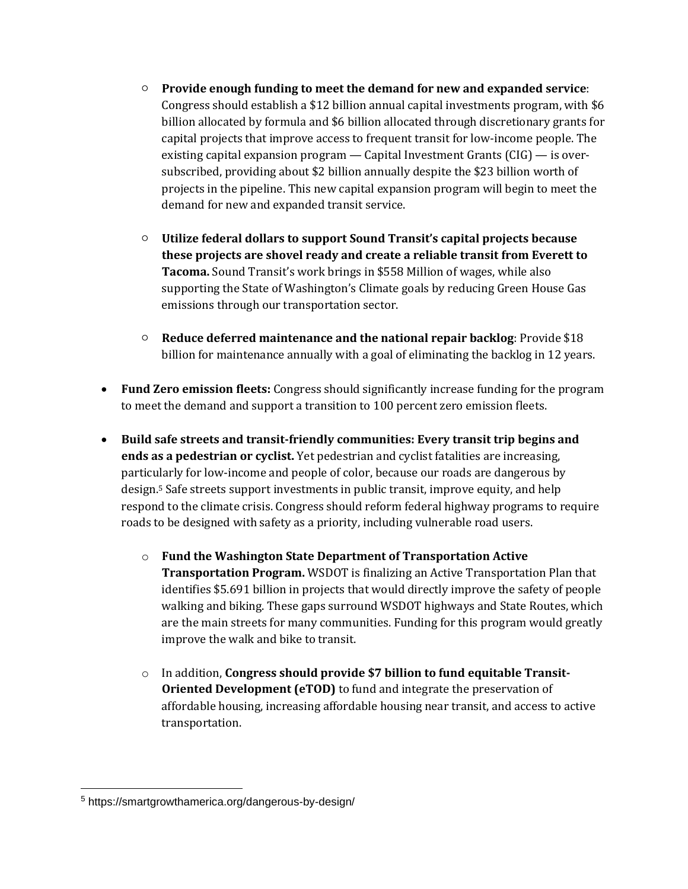- **Provide enough funding to meet the demand for new and expanded service**: Congress should establish a $12 billion annual capital investments program, with $6 billion allocated by formula and $6 billion allocated through discretionary grants for capital projects that improve access to frequent transit for low-income people. The existing capital expansion program — Capital Investment Grants (CIG) — is over-subscribed, providing about $2 billion annually despite the $23 billion worth of projects in the pipeline. This new capital expansion program will begin to meet the demand for new and expanded transit service.

  - **Utilize federal dollars to support Sound Transit's capital projects because these projects are shovel ready and create a reliable transit from Everett to Tacoma.** Sound Transit's work brings in $558 Million of wages, while also supporting the State of Washington's Climate goals by reducing Green House Gas emissions through our transportation sector.

  - **Reduce deferred maintenance and the national repair backlog**: Provide $18 billion for maintenance annually with a goal of eliminating the backlog in 12 years.

- **Fund Zero emission fleets:** Congress should significantly increase funding for the program to meet the demand and support a transition to 100 percent zero emission fleets.

- **Build safe streets and transit-friendly communities: Every transit trip begins and ends as a pedestrian or cyclist.** Yet pedestrian and cyclist fatalities are increasing, particularly for low-income and people of color, because our roads are dangerous by design.[5] Safe streets support investments in public transit, improve equity, and help respond to the climate crisis. Congress should reform federal highway programs to require roads to be designed with safety as a priority, including vulnerable road users.

  - **Fund the Washington State Department of Transportation Active Transportation Program.** WSDOT is finalizing an Active Transportation Plan that identifies $5.691 billion in projects that would directly improve the safety of people walking and biking. These gaps surround WSDOT highways and State Routes, which are the main streets for many communities. Funding for this program would greatly improve the walk and bike to transit.

  - In addition, **Congress should provide $7 billion to fund equitable Transit-Oriented Development (eTOD)** to fund and integrate the preservation of affordable housing, increasing affordable housing near transit, and access to active transportation.

---

[5] https://smartgrowthamerica.org/dangerous-by-design/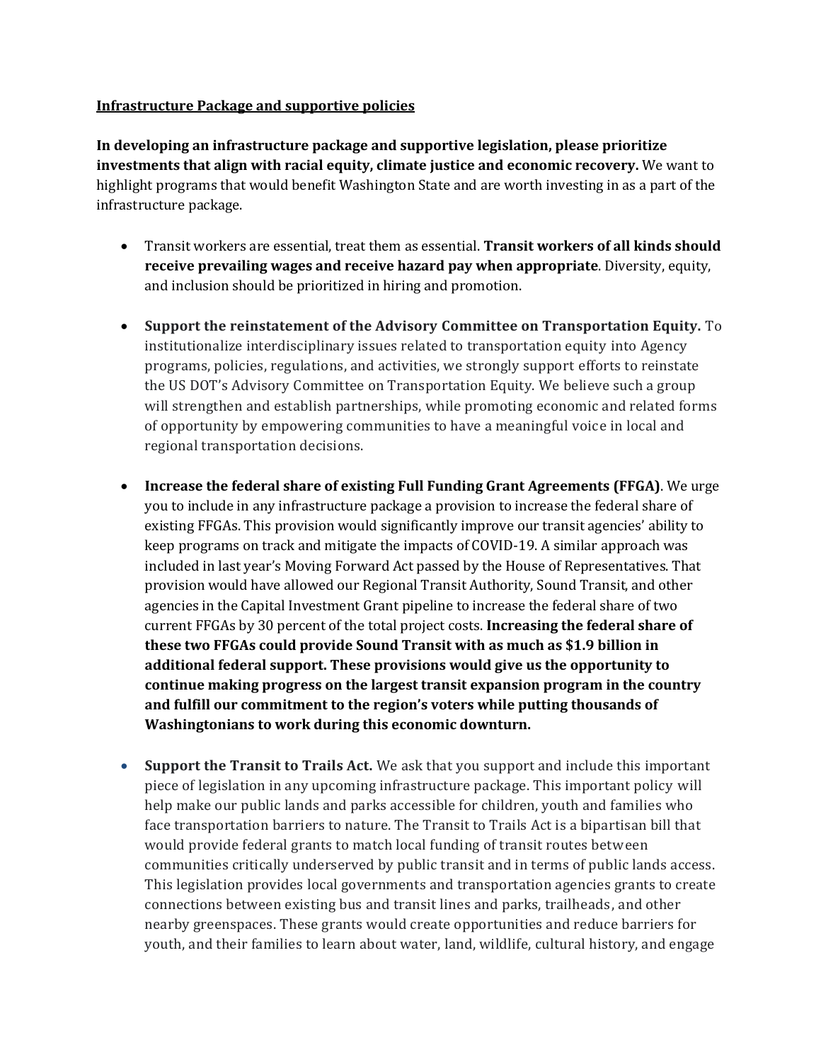**Infrastructure Package and supportive policies**

**In developing an infrastructure package and supportive legislation, please prioritize investments that align with racial equity, climate justice and economic recovery.** We want to highlight programs that would benefit Washington State and are worth investing in as a part of the infrastructure package.

- Transit workers are essential, treat them as essential. **Transit workers of all kinds should receive prevailing wages and receive hazard pay when appropriate**. Diversity, equity, and inclusion should be prioritized in hiring and promotion.

- **Support the reinstatement of the Advisory Committee on Transportation Equity.** To institutionalize interdisciplinary issues related to transportation equity into Agency programs, policies, regulations, and activities, we strongly support efforts to reinstate the US DOT's Advisory Committee on Transportation Equity. We believe such a group will strengthen and establish partnerships, while promoting economic and related forms of opportunity by empowering communities to have a meaningful voice in local and regional transportation decisions.

- **Increase the federal share of existing Full Funding Grant Agreements (FFGA)**. We urge you to include in any infrastructure package a provision to increase the federal share of existing FFGAs. This provision would significantly improve our transit agencies' ability to keep programs on track and mitigate the impacts of COVID-19. A similar approach was included in last year's Moving Forward Act passed by the House of Representatives. That provision would have allowed our Regional Transit Authority, Sound Transit, and other agencies in the Capital Investment Grant pipeline to increase the federal share of two current FFGAs by 30 percent of the total project costs. **Increasing the federal share of these two FFGAs could provide Sound Transit with as much as $1.9 billion in additional federal support. These provisions would give us the opportunity to continue making progress on the largest transit expansion program in the country and fulfill our commitment to the region's voters while putting thousands of Washingtonians to work during this economic downturn.**

- **Support the Transit to Trails Act.** We ask that you support and include this important piece of legislation in any upcoming infrastructure package. This important policy will help make our public lands and parks accessible for children, youth and families who face transportation barriers to nature. The Transit to Trails Act is a bipartisan bill that would provide federal grants to match local funding of transit routes between communities critically underserved by public transit and in terms of public lands access. This legislation provides local governments and transportation agencies grants to create connections between existing bus and transit lines and parks, trailheads, and other nearby greenspaces. These grants would create opportunities and reduce barriers for youth, and their families to learn about water, land, wildlife, cultural history, and engage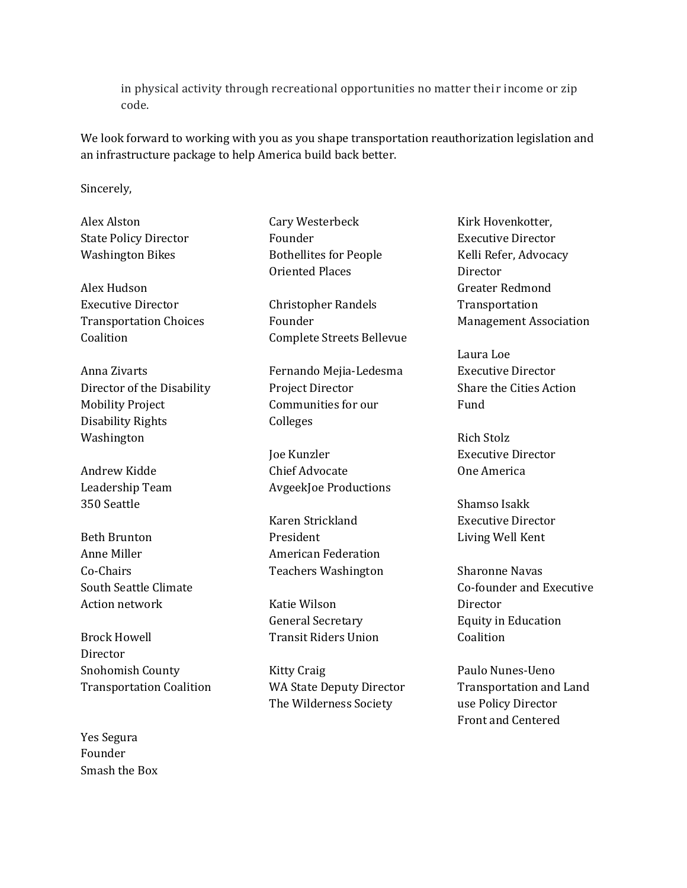in physical activity through recreational opportunities no matter their income or zip code.

We look forward to working with you as you shape transportation reauthorization legislation and an infrastructure package to help America build back better.

Sincerely,

Alex Alston
State Policy Director
Washington Bikes

Alex Hudson
Executive Director
Transportation Choices Coalition

Anna Zivarts
Director of the Disability Mobility Project
Disability Rights Washington

Andrew Kidde
Leadership Team
350 Seattle

Beth Brunton
Anne Miller
Co-Chairs
South Seattle Climate Action network

Brock Howell
Director
Snohomish County Transportation Coalition

Yes Segura
Founder
Smash the Box

Cary Westerbeck
Founder
Bothellites for People Oriented Places

Christopher Randels
Founder
Complete Streets Bellevue

Fernando Mejia-Ledesma
Project Director
Communities for our Colleges

Joe Kunzler
Chief Advocate
AvgeekJoe Productions

Karen Strickland
President
American Federation Teachers Washington

Katie Wilson
General Secretary
Transit Riders Union

Kitty Craig
WA State Deputy Director
The Wilderness Society

Kirk Hovenkotter,
Executive Director
Kelli Refer, Advocacy Director
Greater Redmond Transportation Management Association

Laura Loe
Executive Director
Share the Cities Action Fund

Rich Stolz
Executive Director
One America

Shamso Isakk
Executive Director
Living Well Kent

Sharonne Navas
Co-founder and Executive Director
Equity in Education Coalition

Paulo Nunes-Ueno
Transportation and Land use Policy Director
Front and Centered